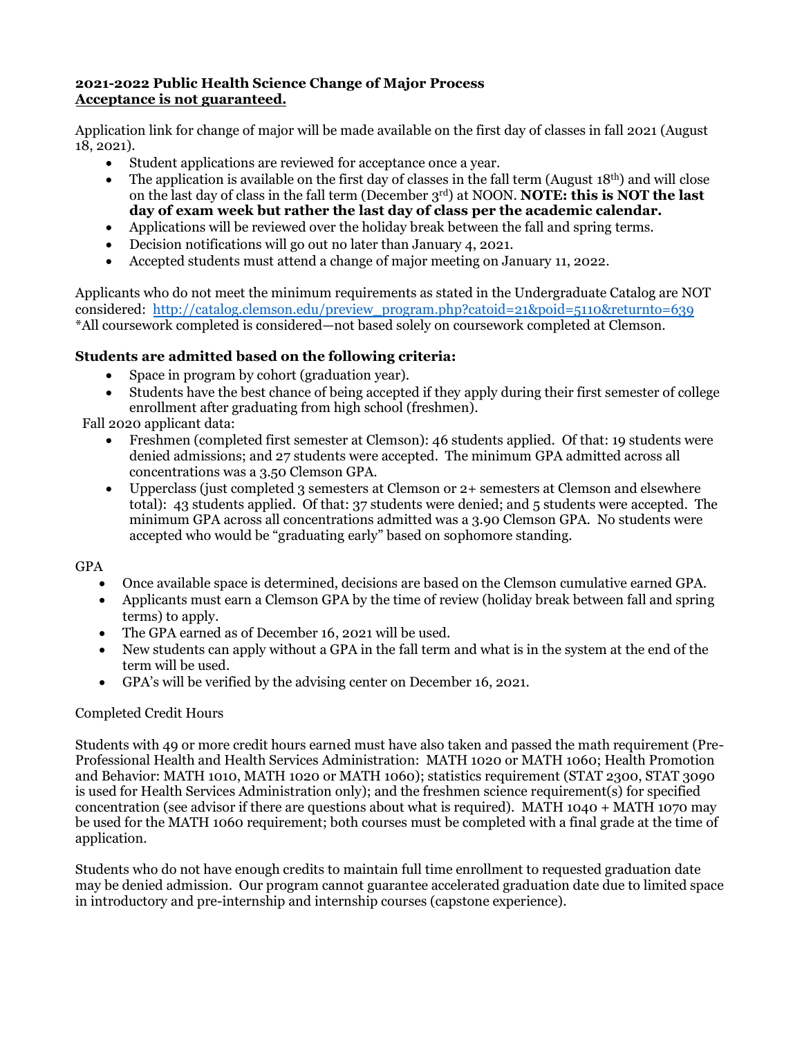**2021-2022 Public Health Science Change of Major Process**
**<u>Acceptance is not guaranteed.</u>**

Application link for change of major will be made available on the first day of classes in fall 2021 (August 18, 2021).

- Student applications are reviewed for acceptance once a year.
- The application is available on the first day of classes in the fall term (August 18th) and will close on the last day of class in the fall term (December 3rd) at NOON. **NOTE: this is NOT the last day of exam week but rather the last day of class per the academic calendar.**
- Applications will be reviewed over the holiday break between the fall and spring terms.
- Decision notifications will go out no later than January 4, 2021.
- Accepted students must attend a change of major meeting on January 11, 2022.

Applicants who do not meet the minimum requirements as stated in the Undergraduate Catalog are NOT considered: [http://catalog.clemson.edu/preview_program.php?catoid=21&poid=5110&returnto=639](http://catalog.clemson.edu/preview_program.php?catoid=21&poid=5110&returnto=639)
*All coursework completed is considered—not based solely on coursework completed at Clemson.

### Students are admitted based on the following criteria:

- Space in program by cohort (graduation year).
- Students have the best chance of being accepted if they apply during their first semester of college enrollment after graduating from high school (freshmen).

Fall 2020 applicant data:

- Freshmen (completed first semester at Clemson): 46 students applied. Of that: 19 students were denied admissions; and 27 students were accepted. The minimum GPA admitted across all concentrations was a 3.50 Clemson GPA.
- Upperclass (just completed 3 semesters at Clemson or 2+ semesters at Clemson and elsewhere total): 43 students applied. Of that: 37 students were denied; and 5 students were accepted. The minimum GPA across all concentrations admitted was a 3.90 Clemson GPA. No students were accepted who would be "graduating early" based on sophomore standing.

GPA

- Once available space is determined, decisions are based on the Clemson cumulative earned GPA.
- Applicants must earn a Clemson GPA by the time of review (holiday break between fall and spring terms) to apply.
- The GPA earned as of December 16, 2021 will be used.
- New students can apply without a GPA in the fall term and what is in the system at the end of the term will be used.
- GPA's will be verified by the advising center on December 16, 2021.

Completed Credit Hours

Students with 49 or more credit hours earned must have also taken and passed the math requirement (Pre-Professional Health and Health Services Administration: MATH 1020 or MATH 1060; Health Promotion and Behavior: MATH 1010, MATH 1020 or MATH 1060); statistics requirement (STAT 2300, STAT 3090 is used for Health Services Administration only); and the freshmen science requirement(s) for specified concentration (see advisor if there are questions about what is required). MATH 1040 + MATH 1070 may be used for the MATH 1060 requirement; both courses must be completed with a final grade at the time of application.

Students who do not have enough credits to maintain full time enrollment to requested graduation date may be denied admission. Our program cannot guarantee accelerated graduation date due to limited space in introductory and pre-internship and internship courses (capstone experience).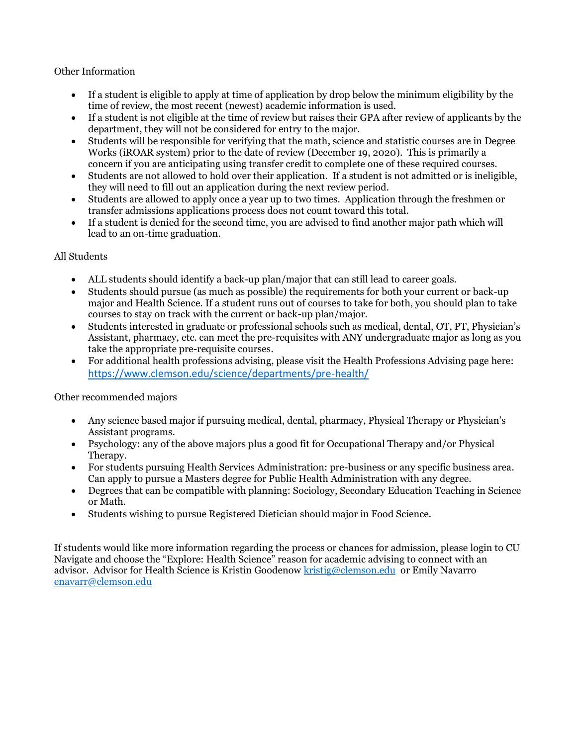Other Information

- If a student is eligible to apply at time of application by drop below the minimum eligibility by the time of review, the most recent (newest) academic information is used.
- If a student is not eligible at the time of review but raises their GPA after review of applicants by the department, they will not be considered for entry to the major.
- Students will be responsible for verifying that the math, science and statistic courses are in Degree Works (iROAR system) prior to the date of review (December 19, 2020). This is primarily a concern if you are anticipating using transfer credit to complete one of these required courses.
- Students are not allowed to hold over their application. If a student is not admitted or is ineligible, they will need to fill out an application during the next review period.
- Students are allowed to apply once a year up to two times. Application through the freshmen or transfer admissions applications process does not count toward this total.
- If a student is denied for the second time, you are advised to find another major path which will lead to an on-time graduation.

All Students

- ALL students should identify a back-up plan/major that can still lead to career goals.
- Students should pursue (as much as possible) the requirements for both your current or back-up major and Health Science. If a student runs out of courses to take for both, you should plan to take courses to stay on track with the current or back-up plan/major.
- Students interested in graduate or professional schools such as medical, dental, OT, PT, Physician's Assistant, pharmacy, etc. can meet the pre-requisites with ANY undergraduate major as long as you take the appropriate pre-requisite courses.
- For additional health professions advising, please visit the Health Professions Advising page here: https://www.clemson.edu/science/departments/pre-health/

Other recommended majors

- Any science based major if pursuing medical, dental, pharmacy, Physical Therapy or Physician's Assistant programs.
- Psychology: any of the above majors plus a good fit for Occupational Therapy and/or Physical Therapy.
- For students pursuing Health Services Administration: pre-business or any specific business area. Can apply to pursue a Masters degree for Public Health Administration with any degree.
- Degrees that can be compatible with planning: Sociology, Secondary Education Teaching in Science or Math.
- Students wishing to pursue Registered Dietician should major in Food Science.

If students would like more information regarding the process or chances for admission, please login to CU Navigate and choose the "Explore: Health Science" reason for academic advising to connect with an advisor. Advisor for Health Science is Kristin Goodenow kristig@clemson.edu or Emily Navarro enavarr@clemson.edu